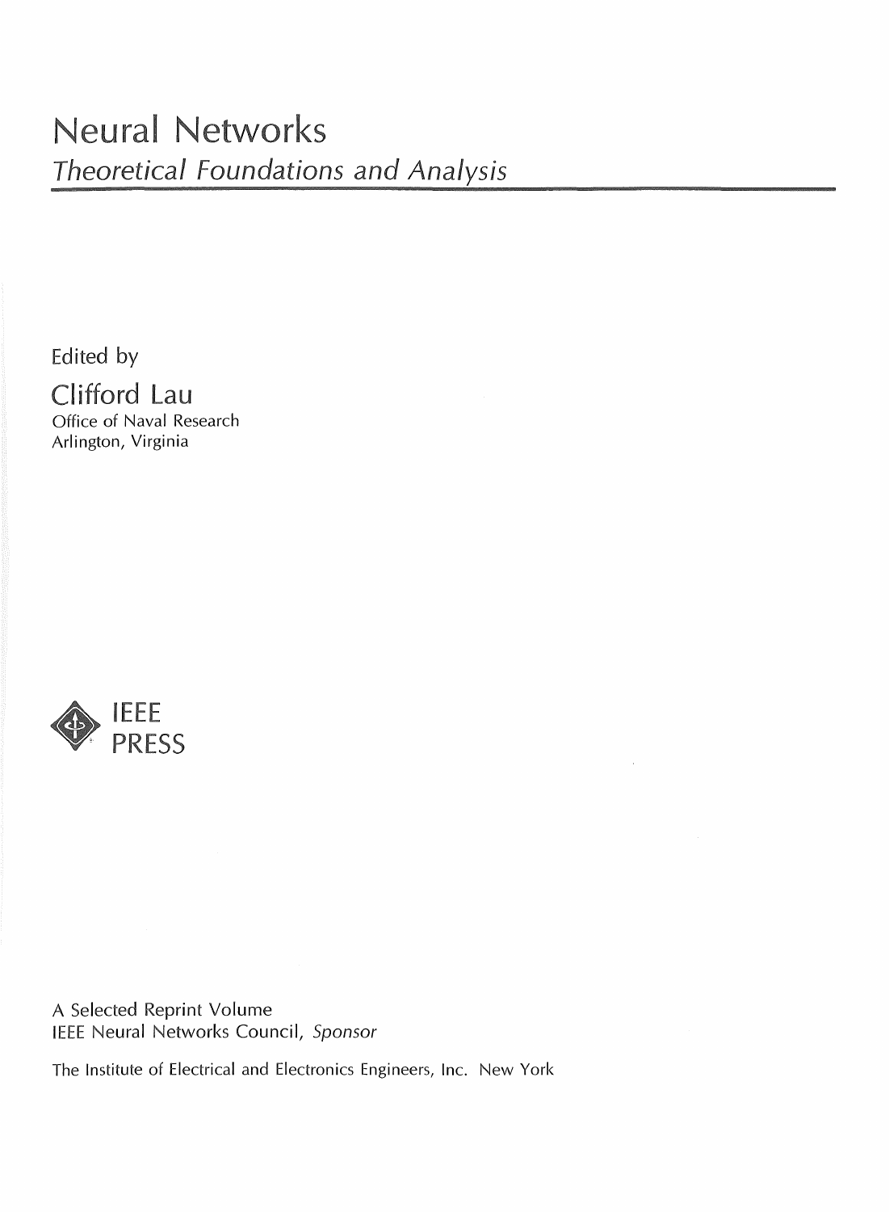# Neural Networks

## *Theoretical Foundations and Analysis*

Edited by

Clifford Lau

Office of Naval Research
Arlington, Virginia

IEEE
PRESS

A Selected Reprint Volume
IEEE Neural Networks Council, *Sponsor*

The Institute of Electrical and Electronics Engineers, Inc. New York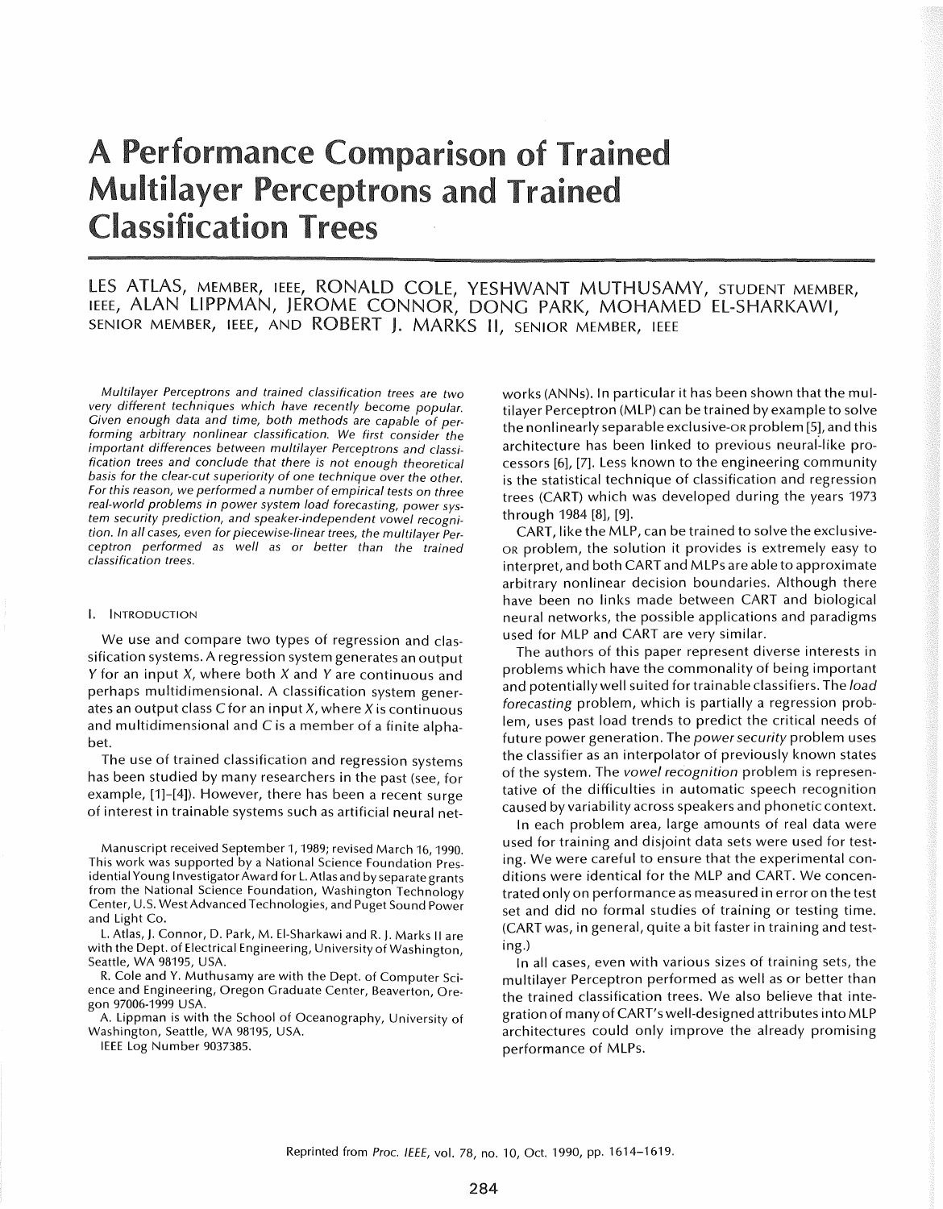# A Performance Comparison of Trained Multilayer Perceptrons and Trained Classification Trees

LES ATLAS, MEMBER, IEEE, RONALD COLE, YESHWANT MUTHUSAMY, STUDENT MEMBER, IEEE, ALAN LIPPMAN, JEROME CONNOR, DONG PARK, MOHAMED EL-SHARKAWI, SENIOR MEMBER, IEEE, AND ROBERT J. MARKS II, SENIOR MEMBER, IEEE

*Multilayer Perceptrons and trained classification trees are two very different techniques which have recently become popular. Given enough data and time, both methods are capable of performing arbitrary nonlinear classification. We first consider the important differences between multilayer Perceptrons and classification trees and conclude that there is not enough theoretical basis for the clear-cut superiority of one technique over the other. For this reason, we performed a number of empirical tests on three real-world problems in power system load forecasting, power system security prediction, and speaker-independent vowel recognition. In all cases, even for piecewise-linear trees, the multilayer Perceptron performed as well as or better than the trained classification trees.*

## I. INTRODUCTION

We use and compare two types of regression and classification systems. A regression system generates an output $Y$ for an input $X$, where both $X$ and $Y$ are continuous and perhaps multidimensional. A classification system generates an output class $C$ for an input $X$, where $X$ is continuous and multidimensional and $C$ is a member of a finite alphabet.

The use of trained classification and regression systems has been studied by many researchers in the past (see, for example, [1]–[4]). However, there has been a recent surge of interest in trainable systems such as artificial neural networks (ANNs). In particular it has been shown that the multilayer Perceptron (MLP) can be trained by example to solve the nonlinearly separable exclusive-OR problem [5], and this architecture has been linked to previous neural-like processors [6], [7]. Less known to the engineering community is the statistical technique of classification and regression trees (CART) which was developed during the years 1973 through 1984 [8], [9].

CART, like the MLP, can be trained to solve the exclusive-OR problem, the solution it provides is extremely easy to interpret, and both CART and MLPs are able to approximate arbitrary nonlinear decision boundaries. Although there have been no links made between CART and biological neural networks, the possible applications and paradigms used for MLP and CART are very similar.

The authors of this paper represent diverse interests in problems which have the commonality of being important and potentially well suited for trainable classifiers. The *load forecasting* problem, which is partially a regression problem, uses past load trends to predict the critical needs of future power generation. The *power security* problem uses the classifier as an interpolator of previously known states of the system. The *vowel recognition* problem is representative of the difficulties in automatic speech recognition caused by variability across speakers and phonetic context.

In each problem area, large amounts of real data were used for training and disjoint data sets were used for testing. We were careful to ensure that the experimental conditions were identical for the MLP and CART. We concentrated only on performance as measured in error on the test set and did no formal studies of training or testing time. (CART was, in general, quite a bit faster in training and testing.)

In all cases, even with various sizes of training sets, the multilayer Perceptron performed as well as or better than the trained classification trees. We also believe that integration of many of CART's well-designed attributes into MLP architectures could only improve the already promising performance of MLPs.

Manuscript received September 1, 1989; revised March 16, 1990. This work was supported by a National Science Foundation Presidential Young Investigator Award for L. Atlas and by separate grants from the National Science Foundation, Washington Technology Center, U.S. West Advanced Technologies, and Puget Sound Power and Light Co.

L. Atlas, J. Connor, D. Park, M. El-Sharkawi and R. J. Marks II are with the Dept. of Electrical Engineering, University of Washington, Seattle, WA 98195, USA.

R. Cole and Y. Muthusamy are with the Dept. of Computer Science and Engineering, Oregon Graduate Center, Beaverton, Oregon 97006-1999 USA.

A. Lippman is with the School of Oceanography, University of Washington, Seattle, WA 98195, USA.

IEEE Log Number 9037385.

Reprinted from *Proc. IEEE*, vol. 78, no. 10, Oct. 1990, pp. 1614–1619.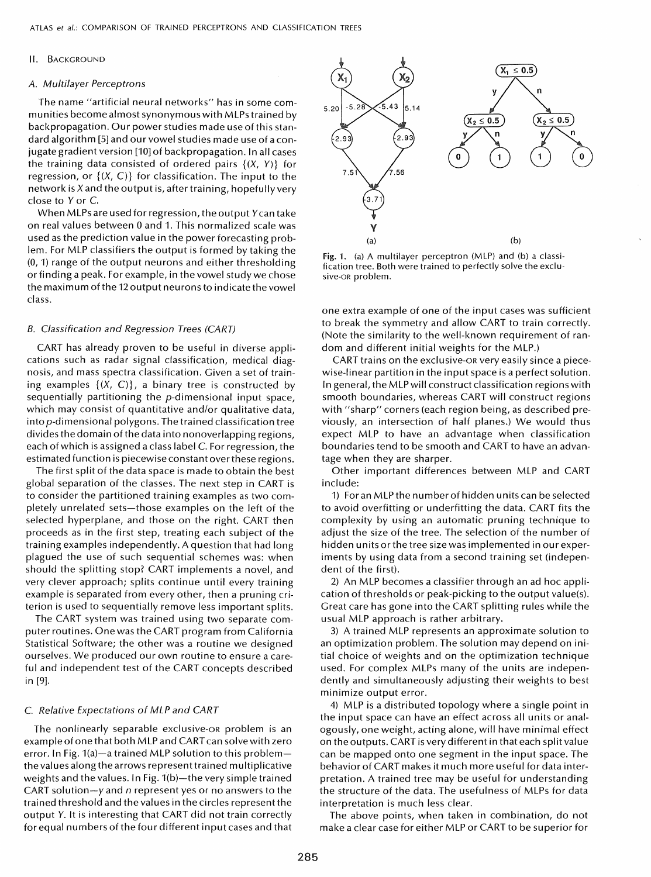## II. Background

### A. Multilayer Perceptrons

The name "artificial neural networks" has in some communities become almost synonymous with MLPs trained by backpropagation. Our power studies made use of this standard algorithm [5] and our vowel studies made use of a conjugate gradient version [10] of backpropagation. In all cases the training data consisted of ordered pairs $\{(X, Y)\}$ for regression, or $\{(X, C)\}$ for classification. The input to the network is $X$ and the output is, after training, hopefully very close to $Y$ or $C$.

When MLPs are used for regression, the output $Y$ can take on real values between 0 and 1. This normalized scale was used as the prediction value in the power forecasting problem. For MLP classifiers the output is formed by taking the (0, 1) range of the output neurons and either thresholding or finding a peak. For example, in the vowel study we chose the maximum of the 12 output neurons to indicate the vowel class.

### B. Classification and Regression Trees (CART)

CART has already proven to be useful in diverse applications such as radar signal classification, medical diagnosis, and mass spectra classification. Given a set of training examples $\{(X, C)\}$, a binary tree is constructed by sequentially partitioning the $p$-dimensional input space, which may consist of quantitative and/or qualitative data, into $p$-dimensional polygons. The trained classification tree divides the domain of the data into nonoverlapping regions, each of which is assigned a class label $C$. For regression, the estimated function is piecewise constant over these regions.

The first split of the data space is made to obtain the best global separation of the classes. The next step in CART is to consider the partitioned training examples as two completely unrelated sets—those examples on the left of the selected hyperplane, and those on the right. CART then proceeds as in the first step, treating each subject of the training examples independently. A question that had long plagued the use of such sequential schemes was: when should the splitting stop? CART implements a novel, and very clever approach; splits continue until every training example is separated from every other, then a pruning criterion is used to sequentially remove less important splits.

The CART system was trained using two separate computer routines. One was the CART program from California Statistical Software; the other was a routine we designed ourselves. We produced our own routine to ensure a careful and independent test of the CART concepts described in [9].

### C. Relative Expectations of MLP and CART

The nonlinearly separable exclusive-OR problem is an example of one that both MLP and CART can solve with zero error. In Fig. 1(a)—a trained MLP solution to this problem—the values along the arrows represent trained multiplicative weights and the values. In Fig. 1(b)—the very simple trained CART solution—$y$ and $n$ represent yes or no answers to the trained threshold and the values in the circles represent the output $Y$. It is interesting that CART did not train correctly for equal numbers of the four different input cases and that one extra example of one of the input cases was sufficient to break the symmetry and allow CART to train correctly. (Note the similarity to the well-known requirement of random and different initial weights for the MLP.)

Fig. 1. (a) A multilayer perceptron (MLP) and (b) a classification tree. Both were trained to perfectly solve the exclusive-OR problem.

CART trains on the exclusive-OR very easily since a piecewise-linear partition in the input space is a perfect solution. In general, the MLP will construct classification regions with smooth boundaries, whereas CART will construct regions with "sharp" corners (each region being, as described previously, an intersection of half planes.) We would thus expect MLP to have an advantage when classification boundaries tend to be smooth and CART to have an advantage when they are sharper.

Other important differences between MLP and CART include:

1) For an MLP the number of hidden units can be selected to avoid overfitting or underfitting the data. CART fits the complexity by using an automatic pruning technique to adjust the size of the tree. The selection of the number of hidden units or the tree size was implemented in our experiments by using data from a second training set (independent of the first).

2) An MLP becomes a classifier through an ad hoc application of thresholds or peak-picking to the output value(s). Great care has gone into the CART splitting rules while the usual MLP approach is rather arbitrary.

3) A trained MLP represents an approximate solution to an optimization problem. The solution may depend on initial choice of weights and on the optimization technique used. For complex MLPs many of the units are independently and simultaneously adjusting their weights to best minimize output error.

4) MLP is a distributed topology where a single point in the input space can have an effect across all units or analogously, one weight, acting alone, will have minimal effect on the outputs. CART is very different in that each split value can be mapped onto one segment in the input space. The behavior of CART makes it much more useful for data interpretation. A trained tree may be useful for understanding the structure of the data. The usefulness of MLPs for data interpretation is much less clear.

The above points, when taken in combination, do not make a clear case for either MLP or CART to be superior for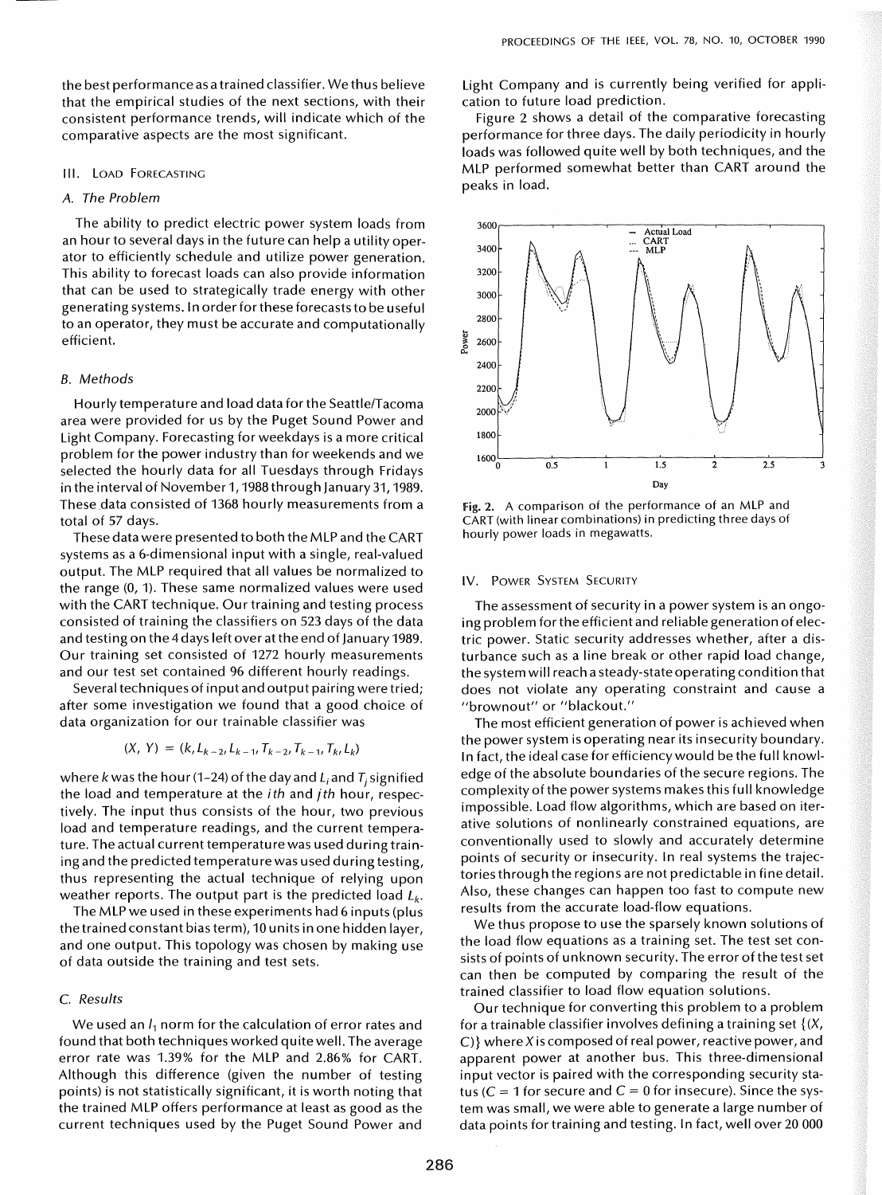the best performance as a trained classifier. We thus believe that the empirical studies of the next sections, with their consistent performance trends, will indicate which of the comparative aspects are the most significant.

## III. Load Forecasting

### A. The Problem

The ability to predict electric power system loads from an hour to several days in the future can help a utility operator to efficiently schedule and utilize power generation. This ability to forecast loads can also provide information that can be used to strategically trade energy with other generating systems. In order for these forecasts to be useful to an operator, they must be accurate and computationally efficient.

### B. Methods

Hourly temperature and load data for the Seattle/Tacoma area were provided for us by the Puget Sound Power and Light Company. Forecasting for weekdays is a more critical problem for the power industry than for weekends and we selected the hourly data for all Tuesdays through Fridays in the interval of November 1, 1988 through January 31, 1989. These data consisted of 1368 hourly measurements from a total of 57 days.

These data were presented to both the MLP and the CART systems as a 6-dimensional input with a single, real-valued output. The MLP required that all values be normalized to the range (0, 1). These same normalized values were used with the CART technique. Our training and testing process consisted of training the classifiers on 523 days of the data and testing on the 4 days left over at the end of January 1989. Our training set consisted of 1272 hourly measurements and our test set contained 96 different hourly readings.

Several techniques of input and output pairing were tried; after some investigation we found that a good choice of data organization for our trainable classifier was

$$(X, Y) = (k, L_{k-2}, L_{k-1}, T_{k-2}, T_{k-1}, T_k, L_k)$$

where $k$ was the hour (1–24) of the day and $L_i$ and $T_j$ signified the load and temperature at the $i$th and $j$th hour, respectively. The input thus consists of the hour, two previous load and temperature readings, and the current temperature. The actual current temperature was used during training and the predicted temperature was used during testing, thus representing the actual technique of relying upon weather reports. The output part is the predicted load $L_k$.

The MLP we used in these experiments had 6 inputs (plus the trained constant bias term), 10 units in one hidden layer, and one output. This topology was chosen by making use of data outside the training and test sets.

### C. Results

We used an $l_1$ norm for the calculation of error rates and found that both techniques worked quite well. The average error rate was 1.39% for the MLP and 2.86% for CART. Although this difference (given the number of testing points) is not statistically significant, it is worth noting that the trained MLP offers performance at least as good as the current techniques used by the Puget Sound Power and Light Company and is currently being verified for application to future load prediction.

Figure 2 shows a detail of the comparative forecasting performance for three days. The daily periodicity in hourly loads was followed quite well by both techniques, and the MLP performed somewhat better than CART around the peaks in load.

Fig. 2. A comparison of the performance of an MLP and CART (with linear combinations) in predicting three days of hourly power loads in megawatts.

## IV. Power System Security

The assessment of security in a power system is an ongoing problem for the efficient and reliable generation of electric power. Static security addresses whether, after a disturbance such as a line break or other rapid load change, the system will reach a steady-state operating condition that does not violate any operating constraint and cause a "brownout" or "blackout."

The most efficient generation of power is achieved when the power system is operating near its insecurity boundary. In fact, the ideal case for efficiency would be the full knowledge of the absolute boundaries of the secure regions. The complexity of the power systems makes this full knowledge impossible. Load flow algorithms, which are based on iterative solutions of nonlinearly constrained equations, are conventionally used to slowly and accurately determine points of security or insecurity. In real systems the trajectories through the regions are not predictable in fine detail. Also, these changes can happen too fast to compute new results from the accurate load-flow equations.

We thus propose to use the sparsely known solutions of the load flow equations as a training set. The test set consists of points of unknown security. The error of the test set can then be computed by comparing the result of the trained classifier to load flow equation solutions.

Our technique for converting this problem to a problem for a trainable classifier involves defining a training set $\{(X, C)\}$ where $X$ is composed of real power, reactive power, and apparent power at another bus. This three-dimensional input vector is paired with the corresponding security status ($C = 1$ for secure and $C = 0$ for insecure). Since the system was small, we were able to generate a large number of data points for training and testing. In fact, well over 20 000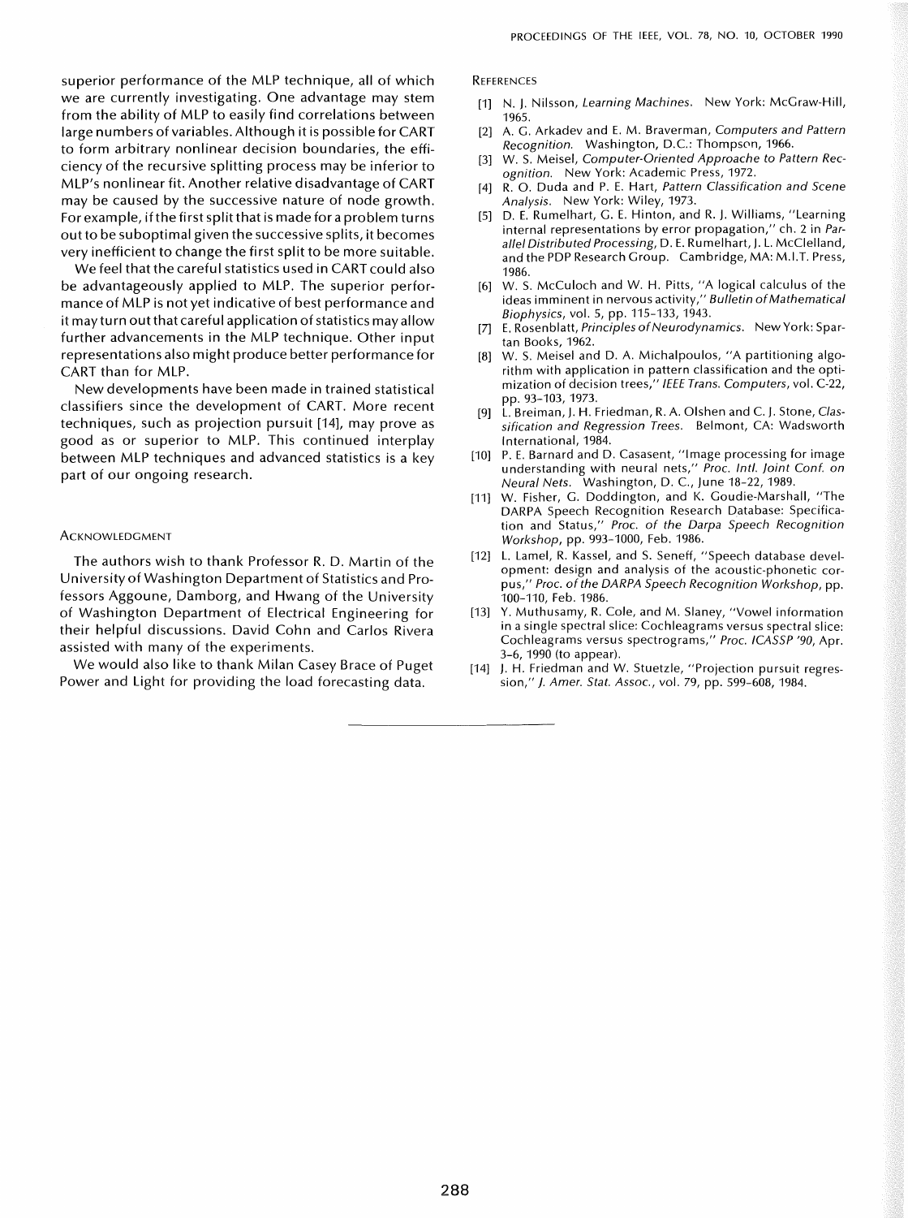superior performance of the MLP technique, all of which we are currently investigating. One advantage may stem from the ability of MLP to easily find correlations between large numbers of variables. Although it is possible for CART to form arbitrary nonlinear decision boundaries, the efficiency of the recursive splitting process may be inferior to MLP's nonlinear fit. Another relative disadvantage of CART may be caused by the successive nature of node growth. For example, if the first split that is made for a problem turns out to be suboptimal given the successive splits, it becomes very inefficient to change the first split to be more suitable.

We feel that the careful statistics used in CART could also be advantageously applied to MLP. The superior performance of MLP is not yet indicative of best performance and it may turn out that careful application of statistics may allow further advancements in the MLP technique. Other input representations also might produce better performance for CART than for MLP.

New developments have been made in trained statistical classifiers since the development of CART. More recent techniques, such as projection pursuit [14], may prove as good as or superior to MLP. This continued interplay between MLP techniques and advanced statistics is a key part of our ongoing research.

## Acknowledgment

The authors wish to thank Professor R. D. Martin of the University of Washington Department of Statistics and Professors Aggoune, Damborg, and Hwang of the University of Washington Department of Electrical Engineering for their helpful discussions. David Cohn and Carlos Rivera assisted with many of the experiments.

We would also like to thank Milan Casey Brace of Puget Power and Light for providing the load forecasting data.

## References

[1] N. J. Nilsson, *Learning Machines*. New York: McGraw-Hill, 1965.

[2] A. G. Arkadev and E. M. Braverman, *Computers and Pattern Recognition*. Washington, D.C.: Thompson, 1966.

[3] W. S. Meisel, *Computer-Oriented Approache to Pattern Recognition*. New York: Academic Press, 1972.

[4] R. O. Duda and P. E. Hart, *Pattern Classification and Scene Analysis*. New York: Wiley, 1973.

[5] D. E. Rumelhart, G. E. Hinton, and R. J. Williams, "Learning internal representations by error propagation," ch. 2 in *Parallel Distributed Processing*, D. E. Rumelhart, J. L. McClelland, and the PDP Research Group. Cambridge, MA: M.I.T. Press, 1986.

[6] W. S. McCuloch and W. H. Pitts, "A logical calculus of the ideas imminent in nervous activity," *Bulletin of Mathematical Biophysics*, vol. 5, pp. 115–133, 1943.

[7] E. Rosenblatt, *Principles of Neurodynamics*. New York: Spartan Books, 1962.

[8] W. S. Meisel and D. A. Michalpoulos, "A partitioning algorithm with application in pattern classification and the optimization of decision trees," *IEEE Trans. Computers*, vol. C-22, pp. 93–103, 1973.

[9] L. Breiman, J. H. Friedman, R. A. Olshen and C. J. Stone, *Classification and Regression Trees*. Belmont, CA: Wadsworth International, 1984.

[10] P. E. Barnard and D. Casasent, "Image processing for image understanding with neural nets," *Proc. Intl. Joint Conf. on Neural Nets*. Washington, D. C., June 18–22, 1989.

[11] W. Fisher, G. Doddington, and K. Goudie-Marshall, "The DARPA Speech Recognition Research Database: Specification and Status," *Proc. of the Darpa Speech Recognition Workshop*, pp. 993–1000, Feb. 1986.

[12] L. Lamel, R. Kassel, and S. Seneff, "Speech database development: design and analysis of the acoustic-phonetic corpus," *Proc. of the DARPA Speech Recognition Workshop*, pp. 100–110, Feb. 1986.

[13] Y. Muthusamy, R. Cole, and M. Slaney, "Vowel information in a single spectral slice: Cochleagrams versus spectral slice: Cochleagrams versus spectrograms," *Proc. ICASSP '90*, Apr. 3–6, 1990 (to appear).

[14] J. H. Friedman and W. Stuetzle, "Projection pursuit regression," *J. Amer. Stat. Assoc.*, vol. 79, pp. 599–608, 1984.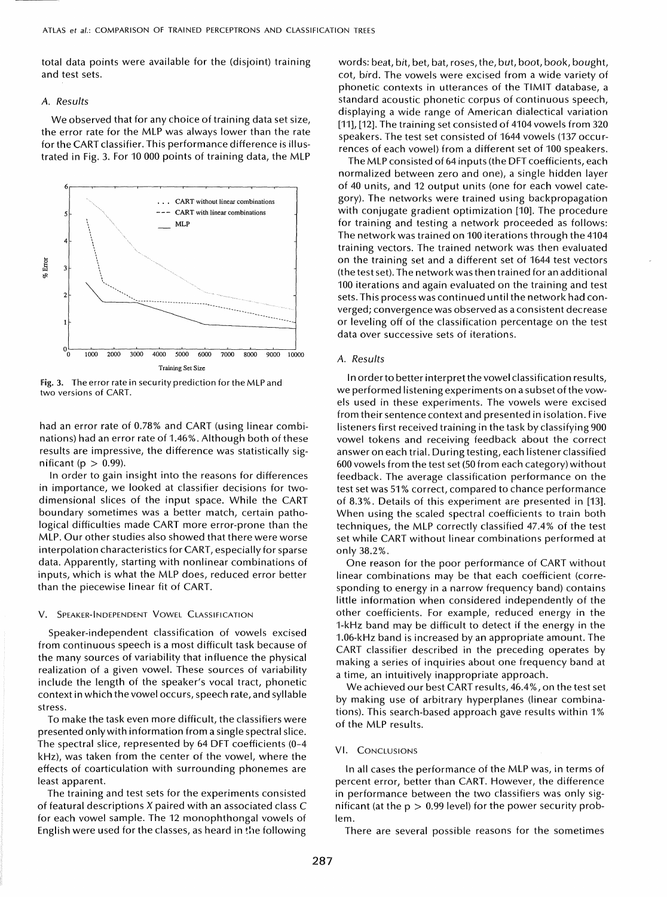total data points were available for the (disjoint) training and test sets.

### A. Results

We observed that for any choice of training data set size, the error rate for the MLP was always lower than the rate for the CART classifier. This performance difference is illustrated in Fig. 3. For 10 000 points of training data, the MLP had an error rate of 0.78% and CART (using linear combinations) had an error rate of 1.46%. Although both of these results are impressive, the difference was statistically significant ($p > 0.99$).

. . . CART without linear combinations
--- CART with linear combinations
___ MLP

% Error

0
1
2
3
4
5
6

0 1000 2000 3000 4000 5000 6000 7000 8000 9000 10000

Training Set Size

**Fig. 3.** The error rate in security prediction for the MLP and two versions of CART.

In order to gain insight into the reasons for differences in importance, we looked at classifier decisions for two-dimensional slices of the input space. While the CART boundary sometimes was a better match, certain pathological difficulties made CART more error-prone than the MLP. Our other studies also showed that there were worse interpolation characteristics for CART, especially for sparse data. Apparently, starting with nonlinear combinations of inputs, which is what the MLP does, reduced error better than the piecewise linear fit of CART.

## V. Speaker-Independent Vowel Classification

Speaker-independent classification of vowels excised from continuous speech is a most difficult task because of the many sources of variability that influence the physical realization of a given vowel. These sources of variability include the length of the speaker's vocal tract, phonetic context in which the vowel occurs, speech rate, and syllable stress.

To make the task even more difficult, the classifiers were presented only with information from a single spectral slice. The spectral slice, represented by 64 DFT coefficients (0–4 kHz), was taken from the center of the vowel, where the effects of coarticulation with surrounding phonemes are least apparent.

The training and test sets for the experiments consisted of featural descriptions $X$ paired with an associated class $C$ for each vowel sample. The 12 monophthongal vowels of English were used for the classes, as heard in the following words: beat, bit, bet, bat, roses, the, but, boot, book, bought, cot, bird. The vowels were excised from a wide variety of phonetic contexts in utterances of the TIMIT database, a standard acoustic phonetic corpus of continuous speech, displaying a wide range of American dialectical variation [11], [12]. The training set consisted of 4104 vowels from 320 speakers. The test set consisted of 1644 vowels (137 occurrences of each vowel) from a different set of 100 speakers.

The MLP consisted of 64 inputs (the DFT coefficients, each normalized between zero and one), a single hidden layer of 40 units, and 12 output units (one for each vowel category). The networks were trained using backpropagation with conjugate gradient optimization [10]. The procedure for training and testing a network proceeded as follows: The network was trained on 100 iterations through the 4104 training vectors. The trained network was then evaluated on the training set and a different set of 1644 test vectors (the test set). The network was then trained for an additional 100 iterations and again evaluated on the training and test sets. This process was continued until the network had converged; convergence was observed as a consistent decrease or leveling off of the classification percentage on the test data over successive sets of iterations.

### A. Results

In order to better interpret the vowel classification results, we performed listening experiments on a subset of the vowels used in these experiments. The vowels were excised from their sentence context and presented in isolation. Five listeners first received training in the task by classifying 900 vowel tokens and receiving feedback about the correct answer on each trial. During testing, each listener classified 600 vowels from the test set (50 from each category) without feedback. The average classification performance on the test set was 51% correct, compared to chance performance of 8.3%. Details of this experiment are presented in [13]. When using the scaled spectral coefficients to train both techniques, the MLP correctly classified 47.4% of the test set while CART without linear combinations performed at only 38.2%.

One reason for the poor performance of CART without linear combinations may be that each coefficient (corresponding to energy in a narrow frequency band) contains little information when considered independently of the other coefficients. For example, reduced energy in the 1-kHz band may be difficult to detect if the energy in the 1.06-kHz band is increased by an appropriate amount. The CART classifier described in the preceding operates by making a series of inquiries about one frequency band at a time, an intuitively inappropriate approach.

We achieved our best CART results, 46.4%, on the test set by making use of arbitrary hyperplanes (linear combinations). This search-based approach gave results within 1% of the MLP results.

## VI. Conclusions

In all cases the performance of the MLP was, in terms of percent error, better than CART. However, the difference in performance between the two classifiers was only significant (at the $p > 0.99$ level) for the power security problem.

There are several possible reasons for the sometimes